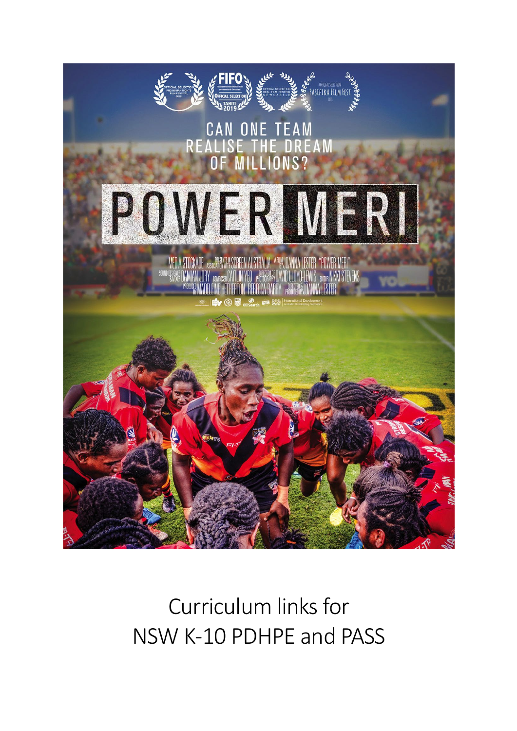CAN ONE TEAM REALISE THE DREAM OF MILLIONS?

# POWER MERI

Curriculum links for
NSW K-10 PDHPE and PASS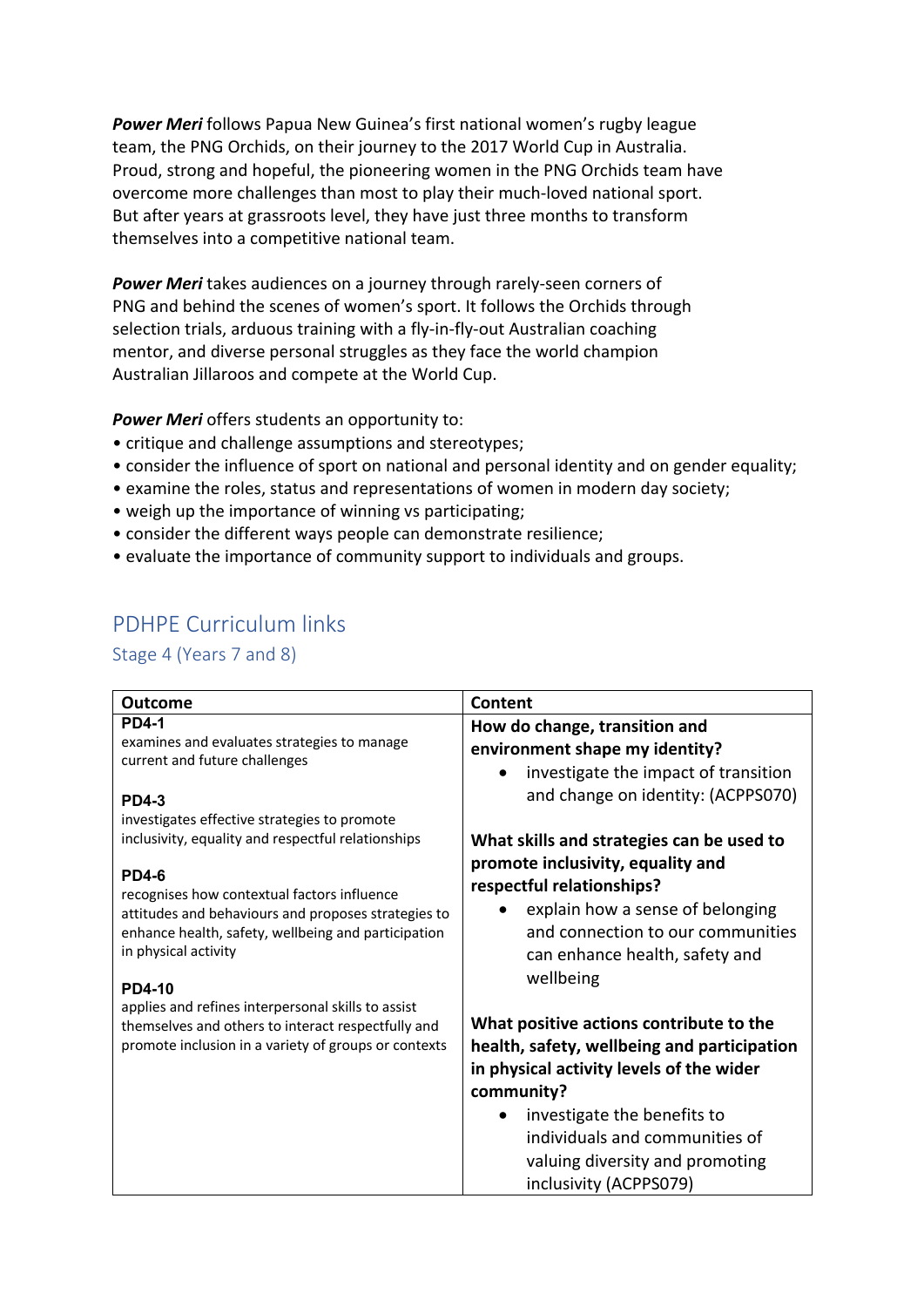***Power Meri*** follows Papua New Guinea's first national women's rugby league team, the PNG Orchids, on their journey to the 2017 World Cup in Australia. Proud, strong and hopeful, the pioneering women in the PNG Orchids team have overcome more challenges than most to play their much-loved national sport. But after years at grassroots level, they have just three months to transform themselves into a competitive national team.

***Power Meri*** takes audiences on a journey through rarely-seen corners of PNG and behind the scenes of women's sport. It follows the Orchids through selection trials, arduous training with a fly-in-fly-out Australian coaching mentor, and diverse personal struggles as they face the world champion Australian Jillaroos and compete at the World Cup.

***Power Meri*** offers students an opportunity to:

- critique and challenge assumptions and stereotypes;
- consider the influence of sport on national and personal identity and on gender equality;
- examine the roles, status and representations of women in modern day society;
- weigh up the importance of winning vs participating;
- consider the different ways people can demonstrate resilience;
- evaluate the importance of community support to individuals and groups.

## PDHPE Curriculum links

### Stage 4 (Years 7 and 8)

| Outcome | Content |
| --- | --- |
| **PD4-1**<br>examines and evaluates strategies to manage current and future challenges<br><br>**PD4-3**<br>investigates effective strategies to promote inclusivity, equality and respectful relationships<br><br>**PD4-6**<br>recognises how contextual factors influence attitudes and behaviours and proposes strategies to enhance health, safety, wellbeing and participation in physical activity<br><br>**PD4-10**<br>applies and refines interpersonal skills to assist themselves and others to interact respectfully and promote inclusion in a variety of groups or contexts | **How do change, transition and environment shape my identity?**<br>• investigate the impact of transition and change on identity: (ACPPS070)<br><br>**What skills and strategies can be used to promote inclusivity, equality and respectful relationships?**<br>• explain how a sense of belonging and connection to our communities can enhance health, safety and wellbeing<br><br>**What positive actions contribute to the health, safety, wellbeing and participation in physical activity levels of the wider community?**<br>• investigate the benefits to individuals and communities of valuing diversity and promoting inclusivity (ACPPS079) |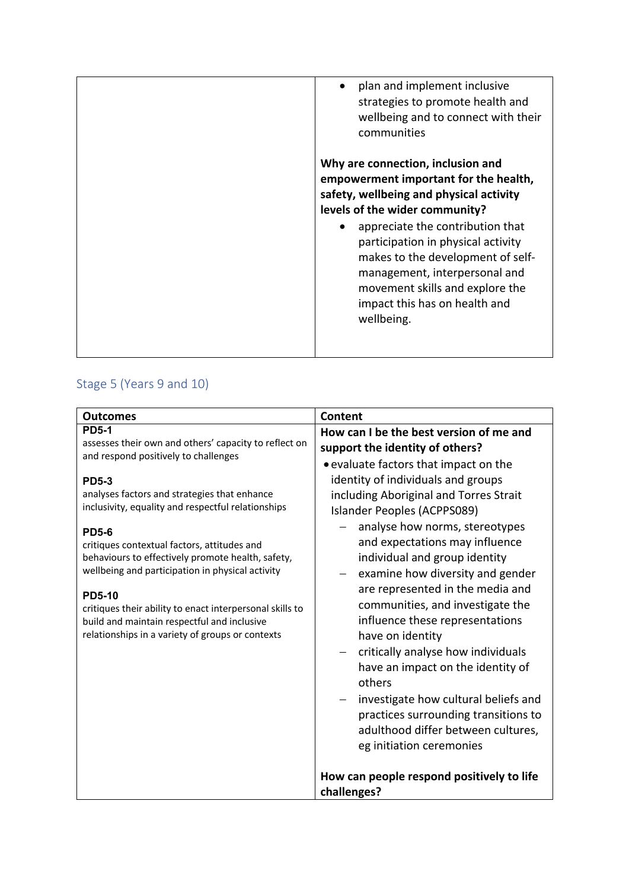| | |
|---|---|
| | - plan and implement inclusive strategies to promote health and wellbeing and to connect with their communities<br><br>**Why are connection, inclusion and empowerment important for the health, safety, wellbeing and physical activity levels of the wider community?**<br>- appreciate the contribution that participation in physical activity makes to the development of self-management, interpersonal and movement skills and explore the impact this has on health and wellbeing. |

## Stage 5 (Years 9 and 10)

| Outcomes | Content |
|---|---|
| **PD5-1**<br>assesses their own and others' capacity to reflect on and respond positively to challenges<br><br>**PD5-3**<br>analyses factors and strategies that enhance inclusivity, equality and respectful relationships<br><br>**PD5-6**<br>critiques contextual factors, attitudes and behaviours to effectively promote health, safety, wellbeing and participation in physical activity<br><br>**PD5-10**<br>critiques their ability to enact interpersonal skills to build and maintain respectful and inclusive relationships in a variety of groups or contexts | **How can I be the best version of me and support the identity of others?**<br>- evaluate factors that impact on the identity of individuals and groups including Aboriginal and Torres Strait Islander Peoples (ACPPS089)<br>  – analyse how norms, stereotypes and expectations may influence individual and group identity<br>  – examine how diversity and gender are represented in the media and communities, and investigate the influence these representations have on identity<br>  – critically analyse how individuals have an impact on the identity of others<br>  – investigate how cultural beliefs and practices surrounding transitions to adulthood differ between cultures, eg initiation ceremonies<br><br>**How can people respond positively to life challenges?** |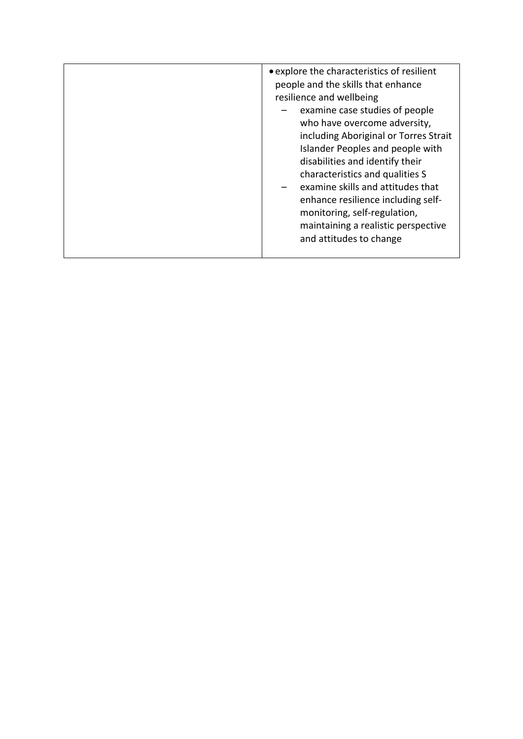|  | • explore the characteristics of resilient people and the skills that enhance resilience and wellbeing<br>– examine case studies of people who have overcome adversity, including Aboriginal or Torres Strait Islander Peoples and people with disabilities and identify their characteristics and qualities S<br>– examine skills and attitudes that enhance resilience including self-monitoring, self-regulation, maintaining a realistic perspective and attitudes to change |
|---|---|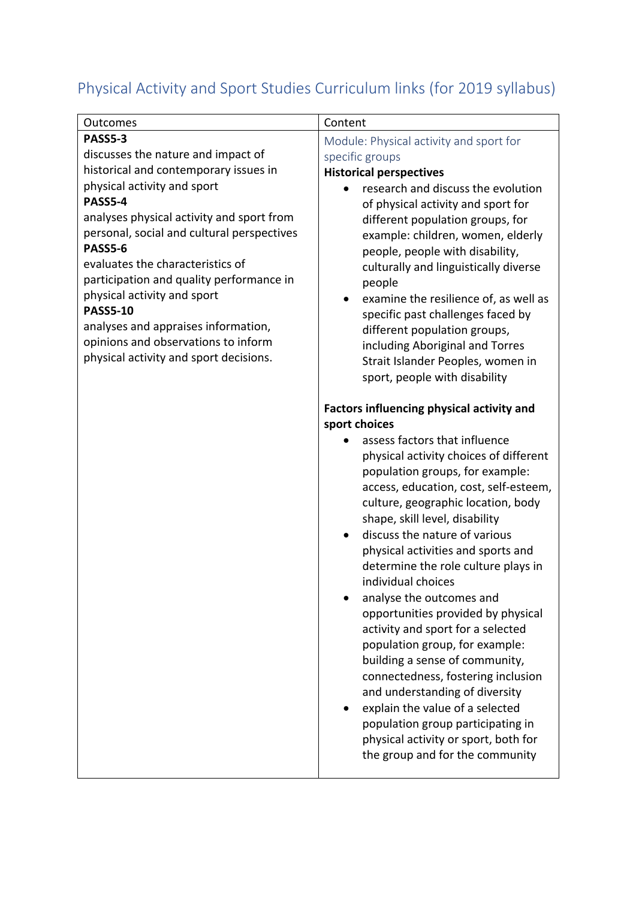## Physical Activity and Sport Studies Curriculum links (for 2019 syllabus)

| Outcomes | Content |
|---|---|
| **PASS5-3**<br>discusses the nature and impact of historical and contemporary issues in physical activity and sport<br>**PASS5-4**<br>analyses physical activity and sport from personal, social and cultural perspectives<br>**PASS5-6**<br>evaluates the characteristics of participation and quality performance in physical activity and sport<br>**PASS5-10**<br>analyses and appraises information, opinions and observations to inform physical activity and sport decisions. | Module: Physical activity and sport for specific groups<br>**Historical perspectives**<br>• research and discuss the evolution of physical activity and sport for different population groups, for example: children, women, elderly people, people with disability, culturally and linguistically diverse people<br>• examine the resilience of, as well as specific past challenges faced by different population groups, including Aboriginal and Torres Strait Islander Peoples, women in sport, people with disability<br><br>**Factors influencing physical activity and sport choices**<br>• assess factors that influence physical activity choices of different population groups, for example: access, education, cost, self-esteem, culture, geographic location, body shape, skill level, disability<br>• discuss the nature of various physical activities and sports and determine the role culture plays in individual choices<br>• analyse the outcomes and opportunities provided by physical activity and sport for a selected population group, for example: building a sense of community, connectedness, fostering inclusion and understanding of diversity<br>• explain the value of a selected population group participating in physical activity or sport, both for the group and for the community |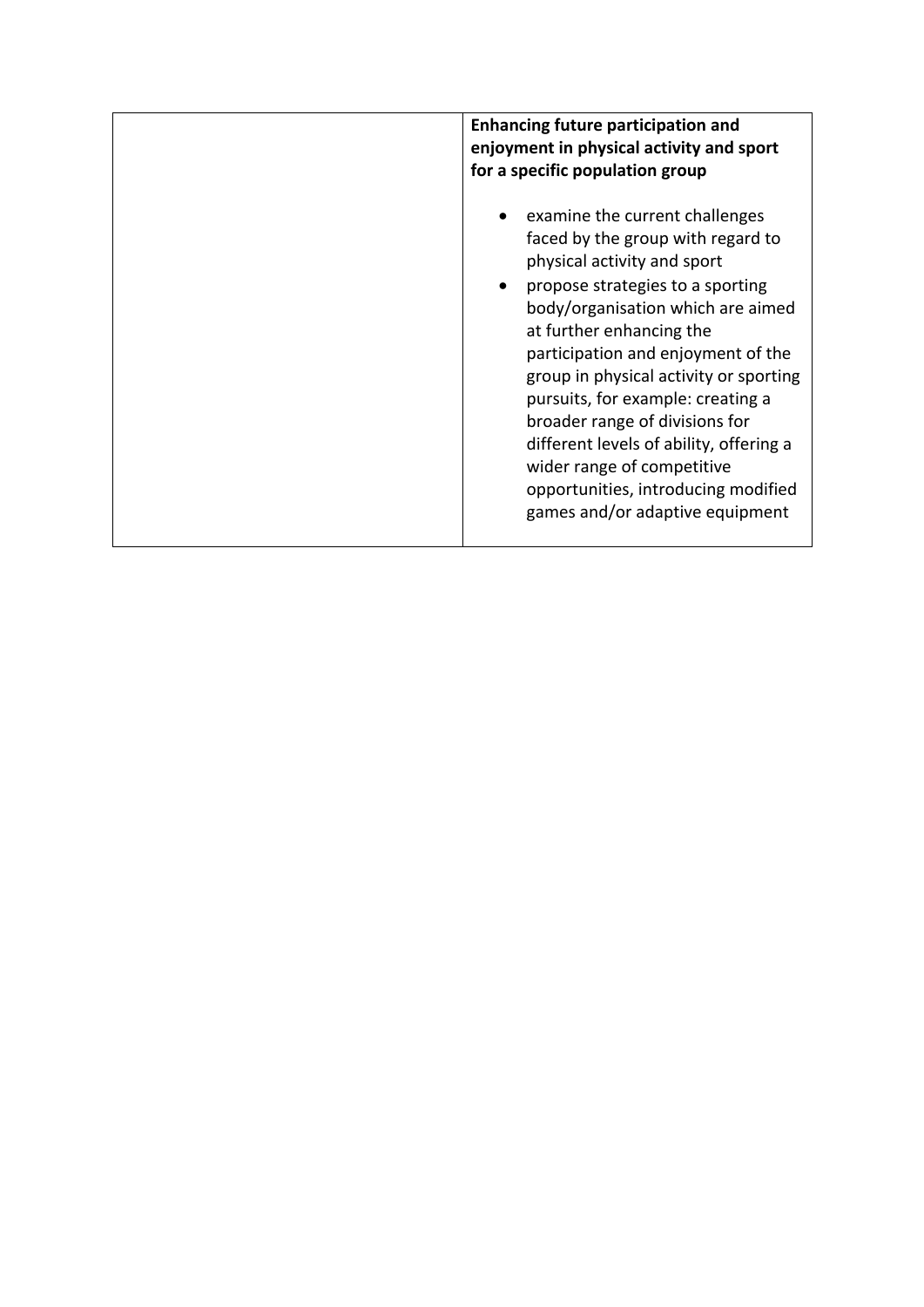| | |
|---|---|
| | **Enhancing future participation and enjoyment in physical activity and sport for a specific population group**<br><br>• examine the current challenges faced by the group with regard to physical activity and sport<br>• propose strategies to a sporting body/organisation which are aimed at further enhancing the participation and enjoyment of the group in physical activity or sporting pursuits, for example: creating a broader range of divisions for different levels of ability, offering a wider range of competitive opportunities, introducing modified games and/or adaptive equipment |